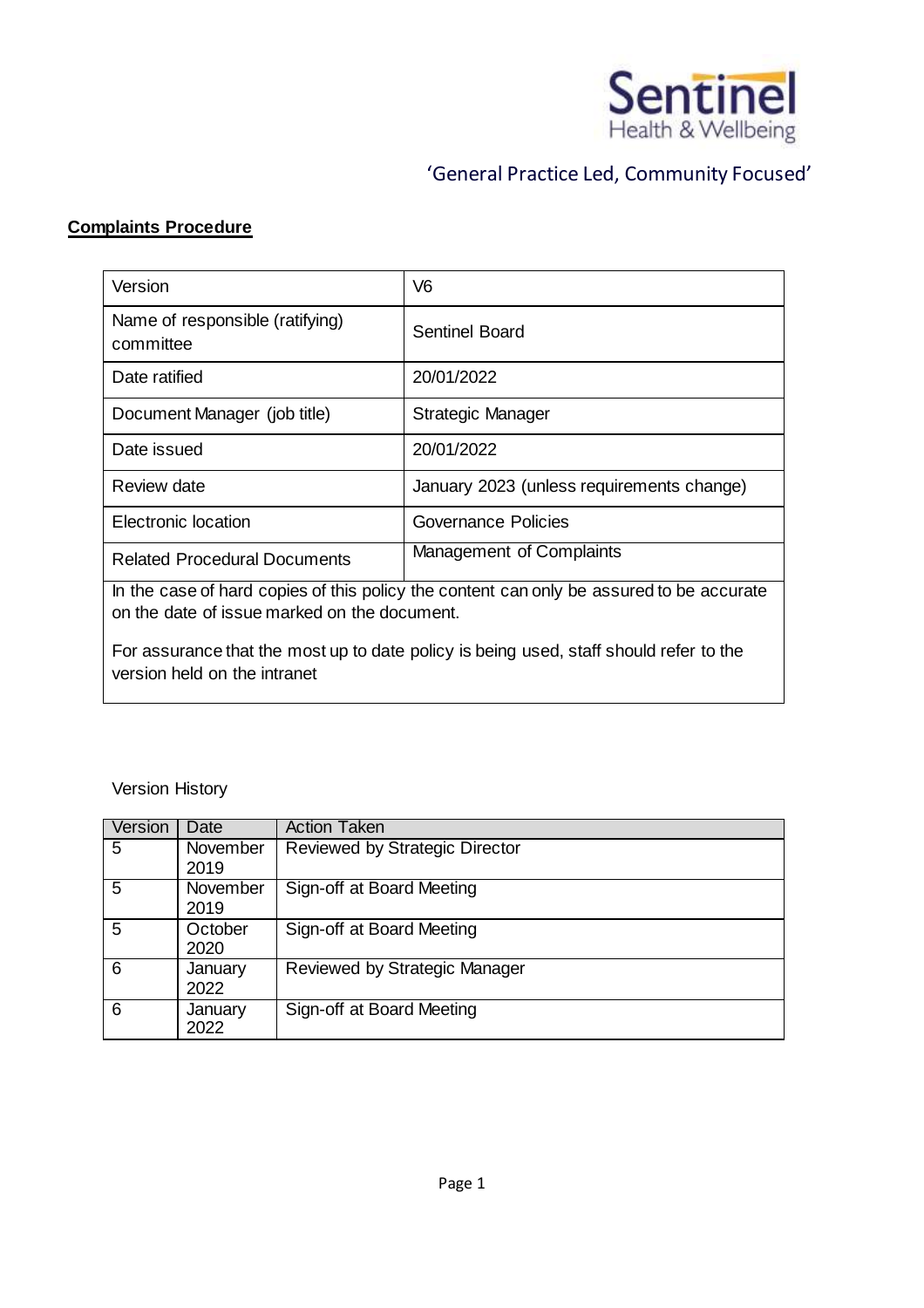Sentinel Health & Wellbeing

'General Practice Led, Community Focused'

**Complaints Procedure**

| Version | V6 |
|---|---|
| Name of responsible (ratifying) committee | Sentinel Board |
| Date ratified | 20/01/2022 |
| Document Manager (job title) | Strategic Manager |
| Date issued | 20/01/2022 |
| Review date | January 2023 (unless requirements change) |
| Electronic location | Governance Policies |
| Related Procedural Documents | Management of Complaints |

In the case of hard copies of this policy the content can only be assured to be accurate on the date of issue marked on the document.

For assurance that the most up to date policy is being used, staff should refer to the version held on the intranet

Version History

| Version | Date | Action Taken |
|---|---|---|
| 5 | November 2019 | Reviewed by Strategic Director |
| 5 | November 2019 | Sign-off at Board Meeting |
| 5 | October 2020 | Sign-off at Board Meeting |
| 6 | January 2022 | Reviewed by Strategic Manager |
| 6 | January 2022 | Sign-off at Board Meeting |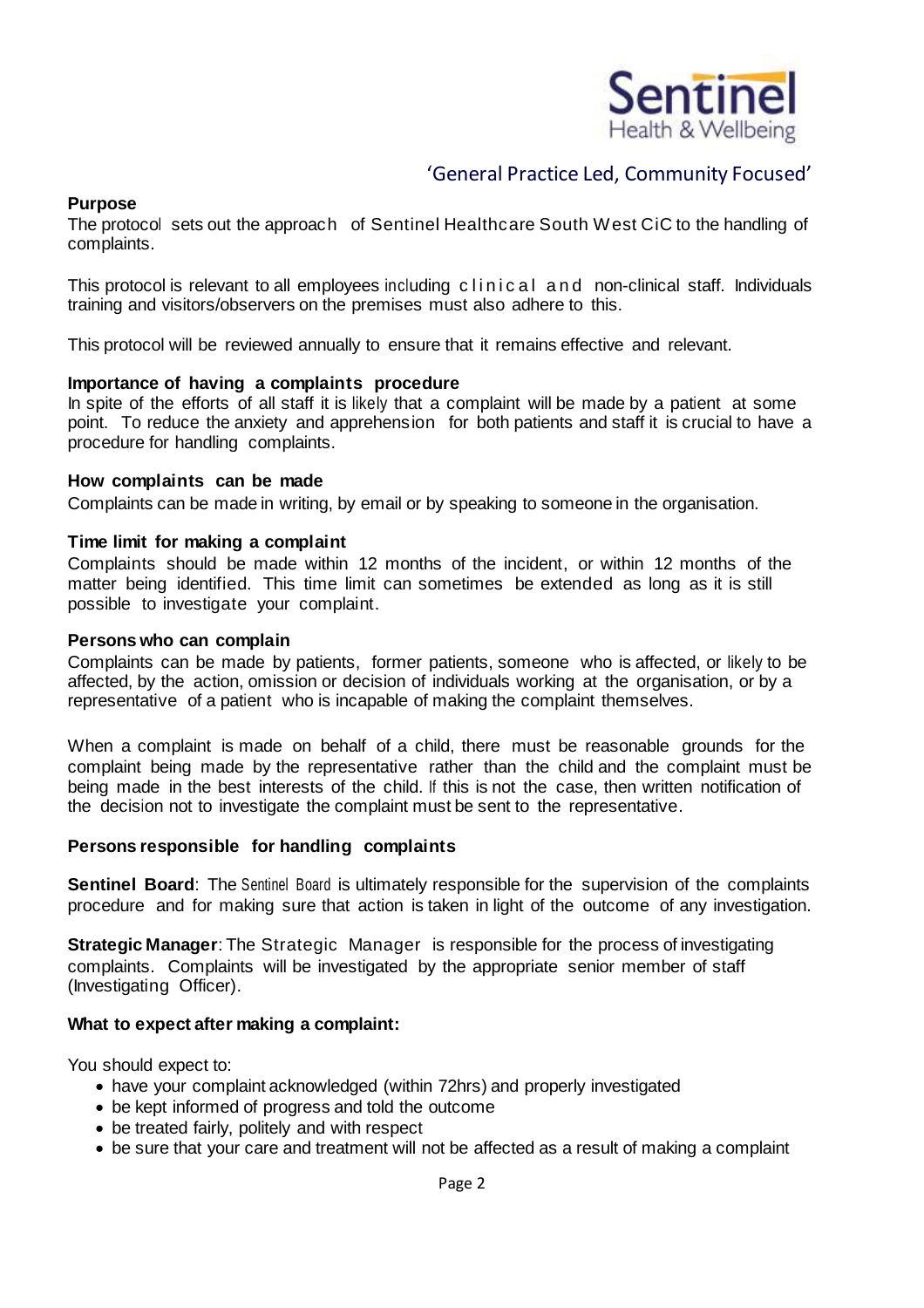'General Practice Led, Community Focused'

**Purpose**

The protocol sets out the approach of Sentinel Healthcare South West CiC to the handling of complaints.

This protocol is relevant to all employees including clinical and non-clinical staff. Individuals training and visitors/observers on the premises must also adhere to this.

This protocol will be reviewed annually to ensure that it remains effective and relevant.

**Importance of having a complaints procedure**

In spite of the efforts of all staff it is likely that a complaint will be made by a patient at some point. To reduce the anxiety and apprehension for both patients and staff it is crucial to have a procedure for handling complaints.

**How complaints can be made**

Complaints can be made in writing, by email or by speaking to someone in the organisation.

**Time limit for making a complaint**

Complaints should be made within 12 months of the incident, or within 12 months of the matter being identified. This time limit can sometimes be extended as long as it is still possible to investigate your complaint.

**Persons who can complain**

Complaints can be made by patients, former patients, someone who is affected, or likely to be affected, by the action, omission or decision of individuals working at the organisation, or by a representative of a patient who is incapable of making the complaint themselves.

When a complaint is made on behalf of a child, there must be reasonable grounds for the complaint being made by the representative rather than the child and the complaint must be being made in the best interests of the child. If this is not the case, then written notification of the decision not to investigate the complaint must be sent to the representative.

**Persons responsible for handling complaints**

**Sentinel Board**: The Sentinel Board is ultimately responsible for the supervision of the complaints procedure and for making sure that action is taken in light of the outcome of any investigation.

**Strategic Manager**: The Strategic Manager is responsible for the process of investigating complaints. Complaints will be investigated by the appropriate senior member of staff (Investigating Officer).

**What to expect after making a complaint:**

You should expect to:

- have your complaint acknowledged (within 72hrs) and properly investigated
- be kept informed of progress and told the outcome
- be treated fairly, politely and with respect
- be sure that your care and treatment will not be affected as a result of making a complaint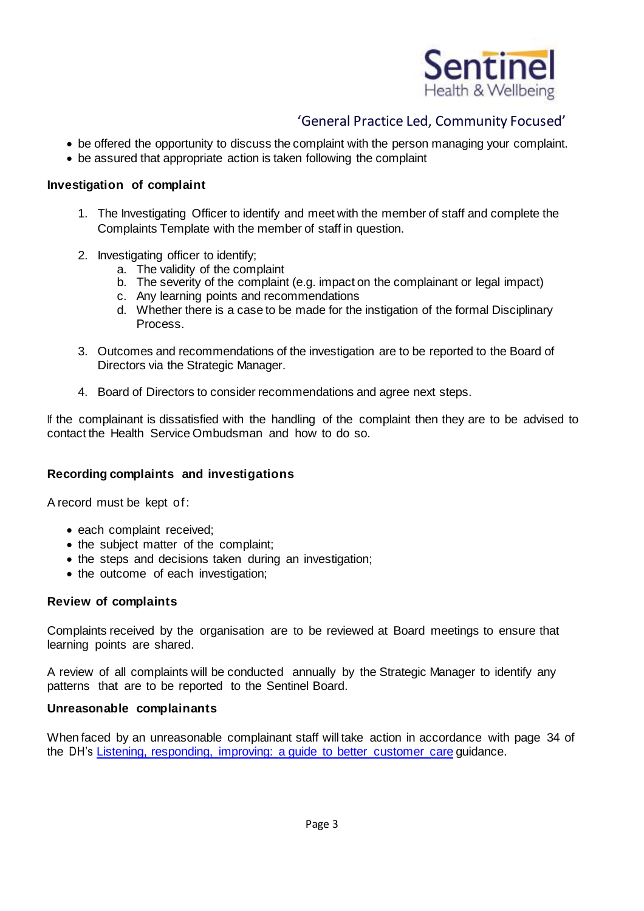- be offered the opportunity to discuss the complaint with the person managing your complaint.
- be assured that appropriate action is taken following the complaint

**Investigation of complaint**

1. The Investigating Officer to identify and meet with the member of staff and complete the Complaints Template with the member of staff in question.

2. Investigating officer to identify;
   a. The validity of the complaint
   b. The severity of the complaint (e.g. impact on the complainant or legal impact)
   c. Any learning points and recommendations
   d. Whether there is a case to be made for the instigation of the formal Disciplinary Process.

3. Outcomes and recommendations of the investigation are to be reported to the Board of Directors via the Strategic Manager.

4. Board of Directors to consider recommendations and agree next steps.

If the complainant is dissatisfied with the handling of the complaint then they are to be advised to contact the Health Service Ombudsman and how to do so.

**Recording complaints and investigations**

A record must be kept of:

- each complaint received;
- the subject matter of the complaint;
- the steps and decisions taken during an investigation;
- the outcome of each investigation;

**Review of complaints**

Complaints received by the organisation are to be reviewed at Board meetings to ensure that learning points are shared.

A review of all complaints will be conducted annually by the Strategic Manager to identify any patterns that are to be reported to the Sentinel Board.

**Unreasonable complainants**

When faced by an unreasonable complainant staff will take action in accordance with page 34 of the DH's Listening, responding, improving: a guide to better customer care guidance.